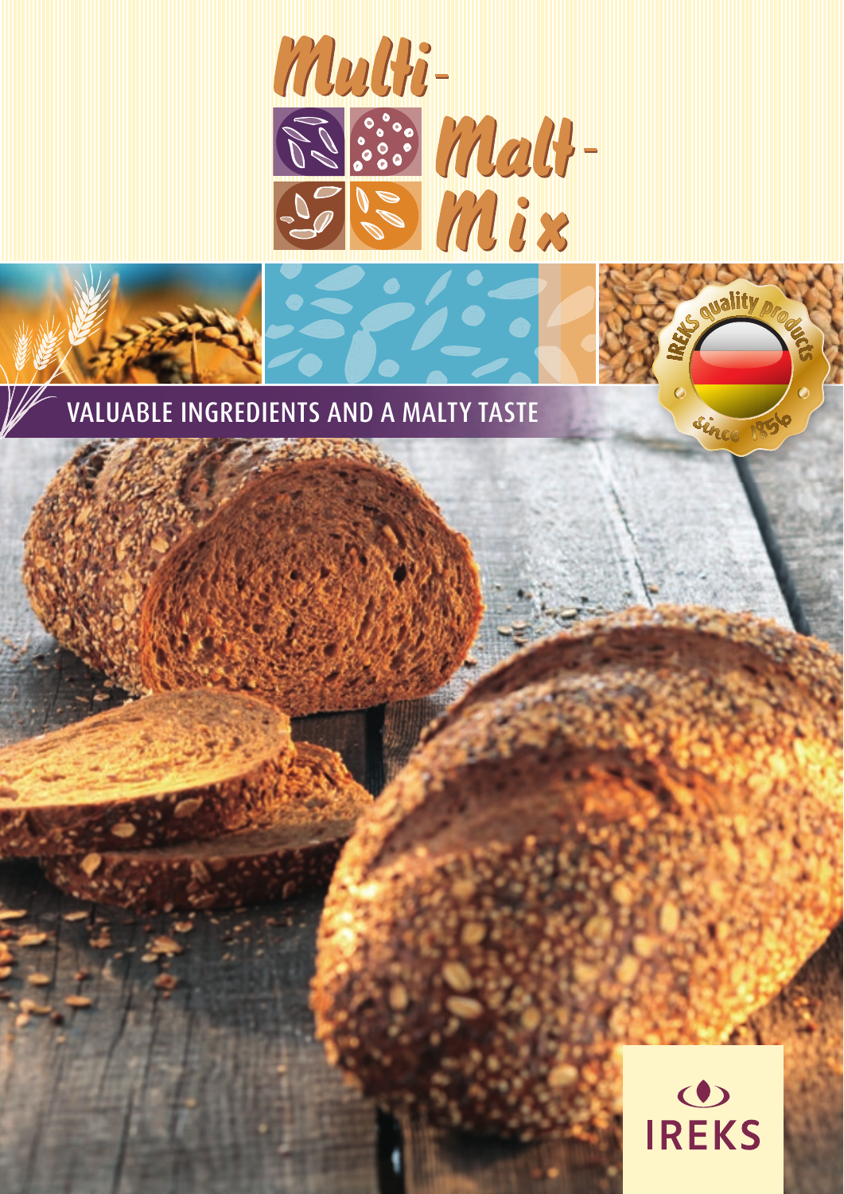# Multi-Malt-Mix

## VALUABLE INGREDIENTS AND A MALTY TASTE

IREKS quality products since 1856

IREKS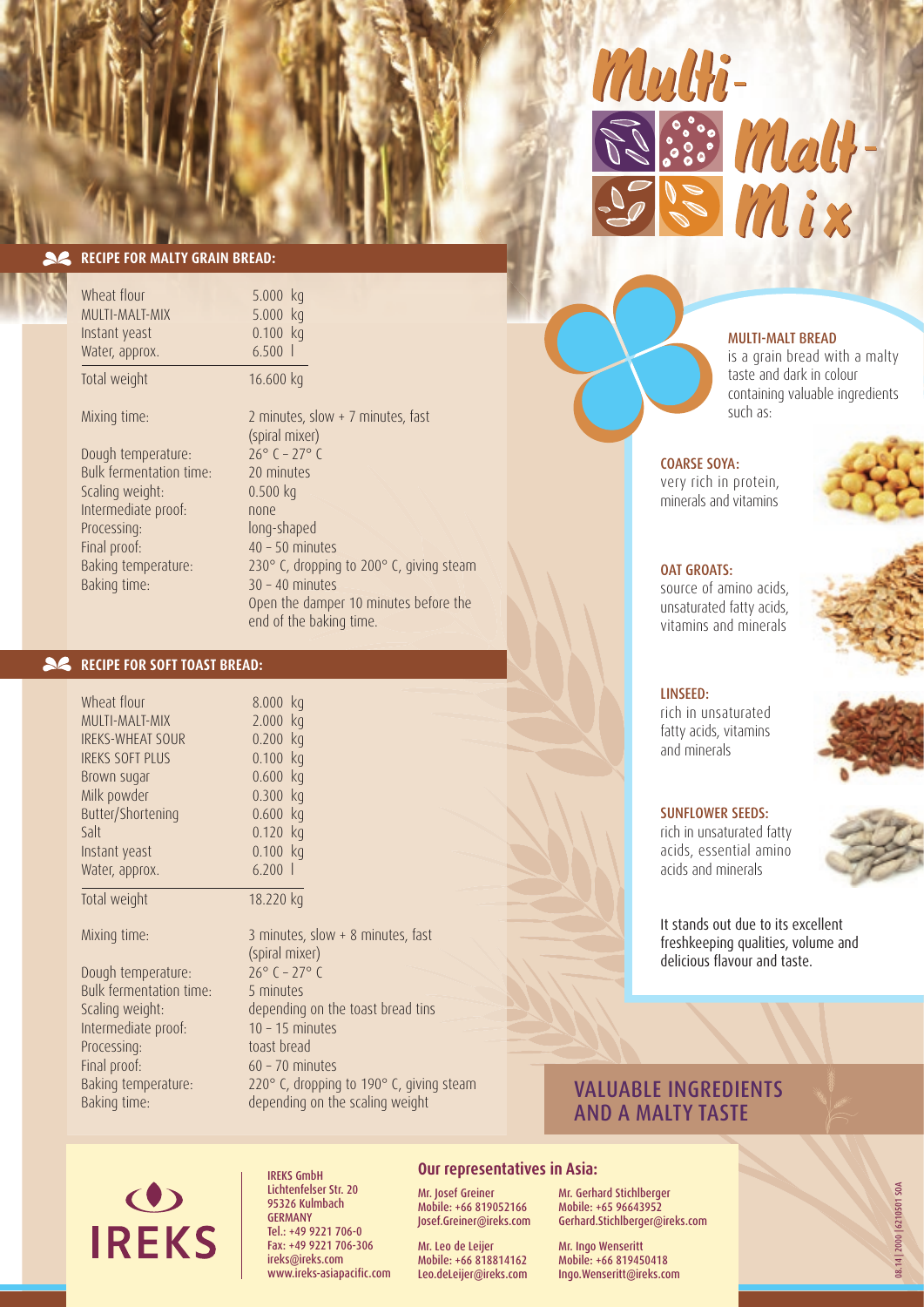# Multi-Malt-Mix

## RECIPE FOR MALTY GRAIN BREAD:

| | |
|---|---|
| Wheat flour | 5.000 kg |
| MULTI-MALT-MIX | 5.000 kg |
| Instant yeast | 0.100 kg |
| Water, approx. | 6.500 l |
| Total weight | 16.600 kg |

| | |
|---|---|
| Mixing time: | 2 minutes, slow + 7 minutes, fast (spiral mixer) |
| Dough temperature: | 26° C – 27° C |
| Bulk fermentation time: | 20 minutes |
| Scaling weight: | 0.500 kg |
| Intermediate proof: | none |
| Processing: | long-shaped |
| Final proof: | 40 – 50 minutes |
| Baking temperature: | 230° C, dropping to 200° C, giving steam |
| Baking time: | 30 – 40 minutes<br>Open the damper 10 minutes before the end of the baking time. |

## RECIPE FOR SOFT TOAST BREAD:

| | |
|---|---|
| Wheat flour | 8.000 kg |
| MULTI-MALT-MIX | 2.000 kg |
| IREKS-WHEAT SOUR | 0.200 kg |
| IREKS SOFT PLUS | 0.100 kg |
| Brown sugar | 0.600 kg |
| Milk powder | 0.300 kg |
| Butter/Shortening | 0.600 kg |
| Salt | 0.120 kg |
| Instant yeast | 0.100 kg |
| Water, approx. | 6.200 l |
| Total weight | 18.220 kg |

| | |
|---|---|
| Mixing time: | 3 minutes, slow + 8 minutes, fast (spiral mixer) |
| Dough temperature: | 26° C – 27° C |
| Bulk fermentation time: | 5 minutes |
| Scaling weight: | depending on the toast bread tins |
| Intermediate proof: | 10 – 15 minutes |
| Processing: | toast bread |
| Final proof: | 60 – 70 minutes |
| Baking temperature: | 220° C, dropping to 190° C, giving steam |
| Baking time: | depending on the scaling weight |

**MULTI-MALT BREAD**
is a grain bread with a malty taste and dark in colour containing valuable ingredients such as:

**COARSE SOYA:**
very rich in protein, minerals and vitamins

**OAT GROATS:**
source of amino acids, unsaturated fatty acids, vitamins and minerals

**LINSEED:**
rich in unsaturated fatty acids, vitamins and minerals

**SUNFLOWER SEEDS:**
rich in unsaturated fatty acids, essential amino acids and minerals

It stands out due to its excellent freshkeeping qualities, volume and delicious flavour and taste.

## VALUABLE INGREDIENTS AND A MALTY TASTE

IREKS

IREKS GmbH
Lichtenfelser Str. 20
95326 Kulmbach
GERMANY
Tel.: +49 9221 706-0
Fax: +49 9221 706-306
ireks@ireks.com
www.ireks-asiapacific.com

### Our representatives in Asia:

Mr. Josef Greiner
Mobile: +66 819052166
Josef.Greiner@ireks.com

Mr. Leo de Leijer
Mobile: +66 818814162
Leo.deLeijer@ireks.com

Mr. Gerhard Stichlberger
Mobile: +65 96643952
Gerhard.Stichlberger@ireks.com

Mr. Ingo Wenseritt
Mobile: +66 819450418
Ingo.Wenseritt@ireks.com

08.14 | 2000 | 6210501 SOA